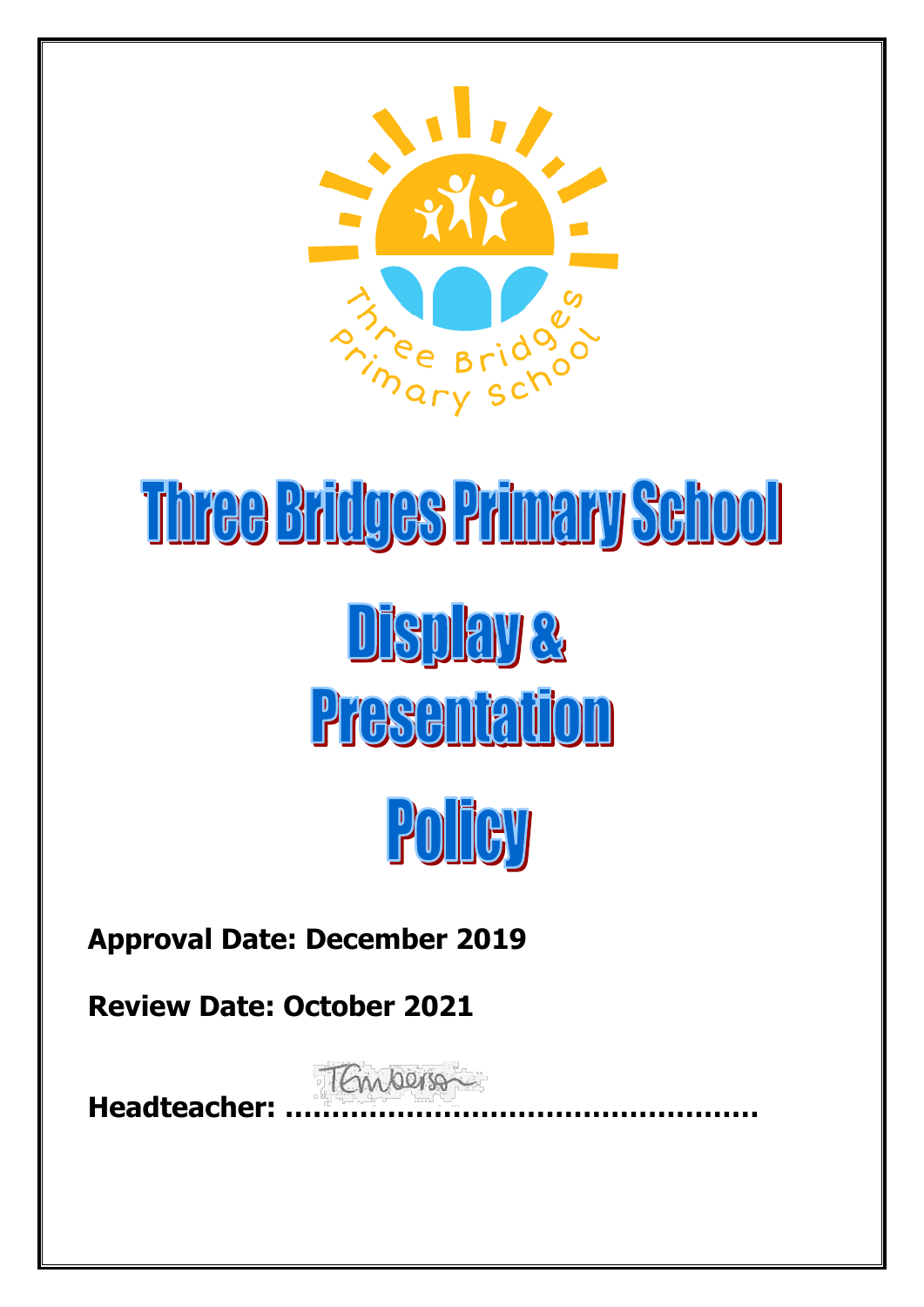# Three Bridges Primary School

# Display & Presentation Policy

**Approval Date: December 2019**

**Review Date: October 2021**

**Headteacher: ……………………………………………**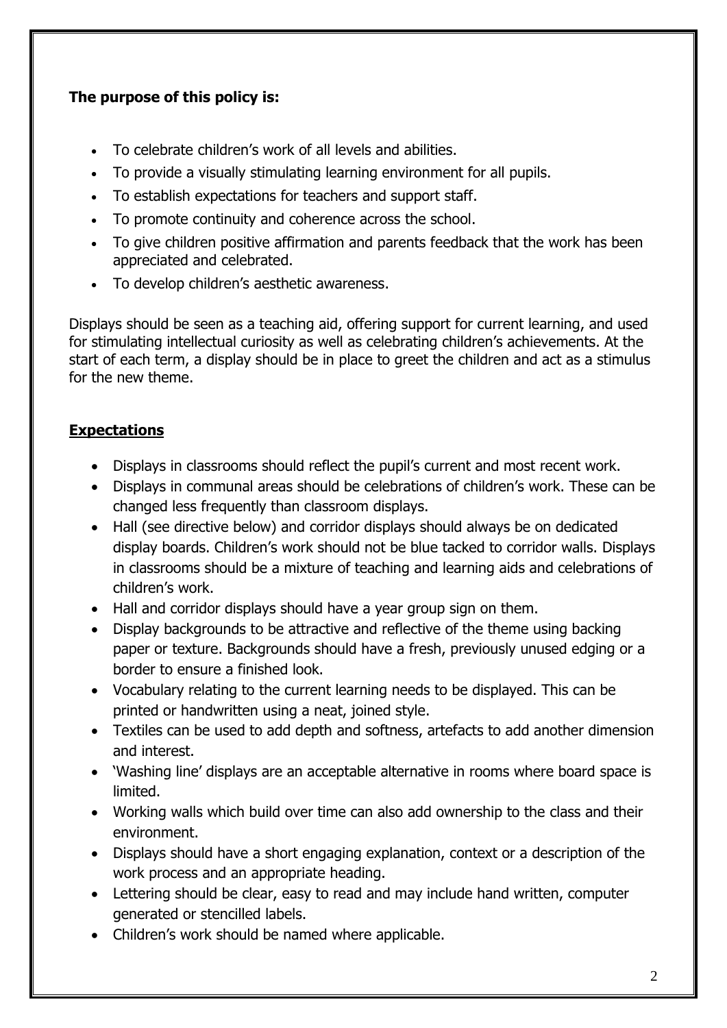**The purpose of this policy is:**

- To celebrate children's work of all levels and abilities.
- To provide a visually stimulating learning environment for all pupils.
- To establish expectations for teachers and support staff.
- To promote continuity and coherence across the school.
- To give children positive affirmation and parents feedback that the work has been appreciated and celebrated.
- To develop children's aesthetic awareness.

Displays should be seen as a teaching aid, offering support for current learning, and used for stimulating intellectual curiosity as well as celebrating children's achievements. At the start of each term, a display should be in place to greet the children and act as a stimulus for the new theme.

## Expectations

- Displays in classrooms should reflect the pupil's current and most recent work.
- Displays in communal areas should be celebrations of children's work. These can be changed less frequently than classroom displays.
- Hall (see directive below) and corridor displays should always be on dedicated display boards. Children's work should not be blue tacked to corridor walls. Displays in classrooms should be a mixture of teaching and learning aids and celebrations of children's work.
- Hall and corridor displays should have a year group sign on them.
- Display backgrounds to be attractive and reflective of the theme using backing paper or texture. Backgrounds should have a fresh, previously unused edging or a border to ensure a finished look.
- Vocabulary relating to the current learning needs to be displayed. This can be printed or handwritten using a neat, joined style.
- Textiles can be used to add depth and softness, artefacts to add another dimension and interest.
- 'Washing line' displays are an acceptable alternative in rooms where board space is limited.
- Working walls which build over time can also add ownership to the class and their environment.
- Displays should have a short engaging explanation, context or a description of the work process and an appropriate heading.
- Lettering should be clear, easy to read and may include hand written, computer generated or stencilled labels.
- Children's work should be named where applicable.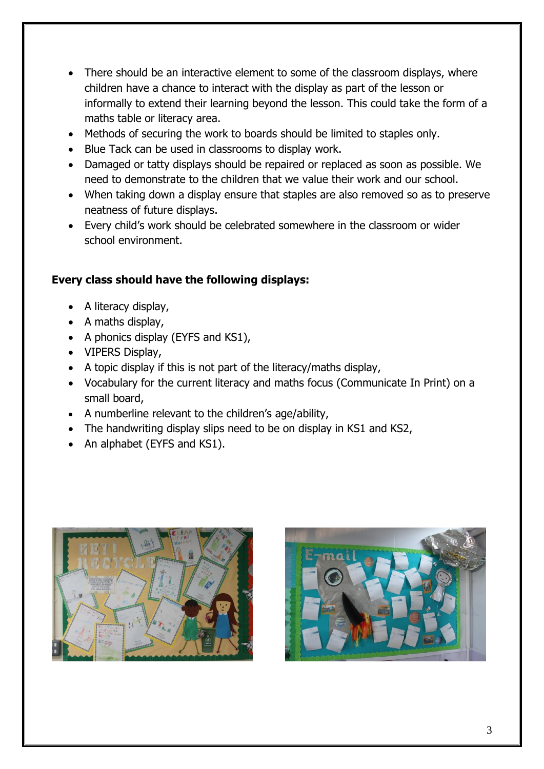- There should be an interactive element to some of the classroom displays, where children have a chance to interact with the display as part of the lesson or informally to extend their learning beyond the lesson. This could take the form of a maths table or literacy area.
- Methods of securing the work to boards should be limited to staples only.
- Blue Tack can be used in classrooms to display work.
- Damaged or tatty displays should be repaired or replaced as soon as possible. We need to demonstrate to the children that we value their work and our school.
- When taking down a display ensure that staples are also removed so as to preserve neatness of future displays.
- Every child's work should be celebrated somewhere in the classroom or wider school environment.

**Every class should have the following displays:**

- A literacy display,
- A maths display,
- A phonics display (EYFS and KS1),
- VIPERS Display,
- A topic display if this is not part of the literacy/maths display,
- Vocabulary for the current literacy and maths focus (Communicate In Print) on a small board,
- A numberline relevant to the children's age/ability,
- The handwriting display slips need to be on display in KS1 and KS2,
- An alphabet (EYFS and KS1).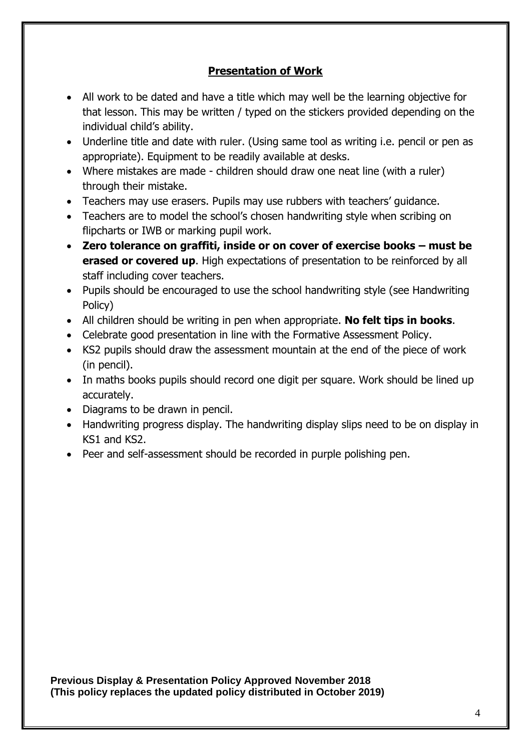## Presentation of Work

- All work to be dated and have a title which may well be the learning objective for that lesson. This may be written / typed on the stickers provided depending on the individual child's ability.
- Underline title and date with ruler. (Using same tool as writing i.e. pencil or pen as appropriate). Equipment to be readily available at desks.
- Where mistakes are made - children should draw one neat line (with a ruler) through their mistake.
- Teachers may use erasers. Pupils may use rubbers with teachers' guidance.
- Teachers are to model the school's chosen handwriting style when scribing on flipcharts or IWB or marking pupil work.
- **Zero tolerance on graffiti, inside or on cover of exercise books – must be erased or covered up**. High expectations of presentation to be reinforced by all staff including cover teachers.
- Pupils should be encouraged to use the school handwriting style (see Handwriting Policy)
- All children should be writing in pen when appropriate. **No felt tips in books**.
- Celebrate good presentation in line with the Formative Assessment Policy.
- KS2 pupils should draw the assessment mountain at the end of the piece of work (in pencil).
- In maths books pupils should record one digit per square. Work should be lined up accurately.
- Diagrams to be drawn in pencil.
- Handwriting progress display. The handwriting display slips need to be on display in KS1 and KS2.
- Peer and self-assessment should be recorded in purple polishing pen.

**Previous Display & Presentation Policy Approved November 2018**
**(This policy replaces the updated policy distributed in October 2019)**